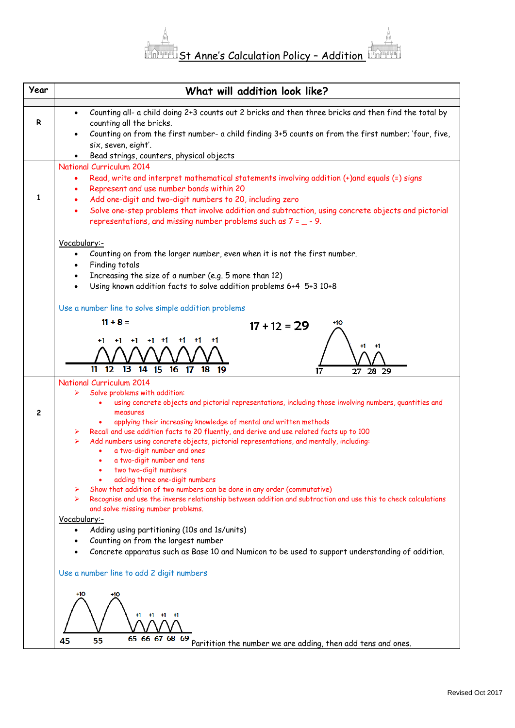# St Anne's Calculation Policy – Addition

| Year | What will addition look like? |
|---|---|
| | |
| R | • Counting all- a child doing 2+3 counts out 2 bricks and then three bricks and then find the total by counting all the bricks.<br>• Counting on from the first number- a child finding 3+5 counts on from the first number; 'four, five, six, seven, eight'.<br>• Bead strings, counters, physical objects |
| 1 | National Curriculum 2014<br>• Read, write and interpret mathematical statements involving addition (+)and equals (=) signs<br>• Represent and use number bonds within 20<br>• Add one-digit and two-digit numbers to 20, including zero<br>• Solve one-step problems that involve addition and subtraction, using concrete objects and pictorial representations, and missing number problems such as 7 = _ - 9.<br><br>Vocabulary:-<br>• Counting on from the larger number, even when it is not the first number.<br>• Finding totals<br>• Increasing the size of a number (e.g. 5 more than 12)<br>• Using known addition facts to solve addition problems 6+4 5+3 10+8<br><br>Use a number line to solve simple addition problems<br><br>11 + 8 = &nbsp;&nbsp; +1 +1 +1 +1 +1 +1 +1 +1 &nbsp;&nbsp; 11 12 13 14 15 16 17 18 19<br><br>17 + 12 = 29 &nbsp;&nbsp; +10 +1 +1 &nbsp;&nbsp; 17 27 28 29 |
| 2 | National Curriculum 2014<br>➢ Solve problems with addition:<br>&nbsp;&nbsp;• using concrete objects and pictorial representations, including those involving numbers, quantities and measures<br>&nbsp;&nbsp;• applying their increasing knowledge of mental and written methods<br>➢ Recall and use addition facts to 20 fluently, and derive and use related facts up to 100<br>➢ Add numbers using concrete objects, pictorial representations, and mentally, including:<br>&nbsp;&nbsp;• a two-digit number and ones<br>&nbsp;&nbsp;• a two-digit number and tens<br>&nbsp;&nbsp;• two two-digit numbers<br>&nbsp;&nbsp;• adding three one-digit numbers<br>➢ Show that addition of two numbers can be done in any order (commutative)<br>➢ Recognise and use the inverse relationship between addition and subtraction and use this to check calculations and solve missing number problems.<br>Vocabulary:-<br>• Adding using partitioning (10s and 1s/units)<br>• Counting on from the largest number<br>• Concrete apparatus such as Base 10 and Numicon to be used to support understanding of addition.<br><br>Use a number line to add 2 digit numbers<br><br>+10 +10 +1 +1 +1 +1 &nbsp;&nbsp; 45 55 65 66 67 68 69 &nbsp;&nbsp; Paritition the number we are adding, then add tens and ones. |

Revised Oct 2017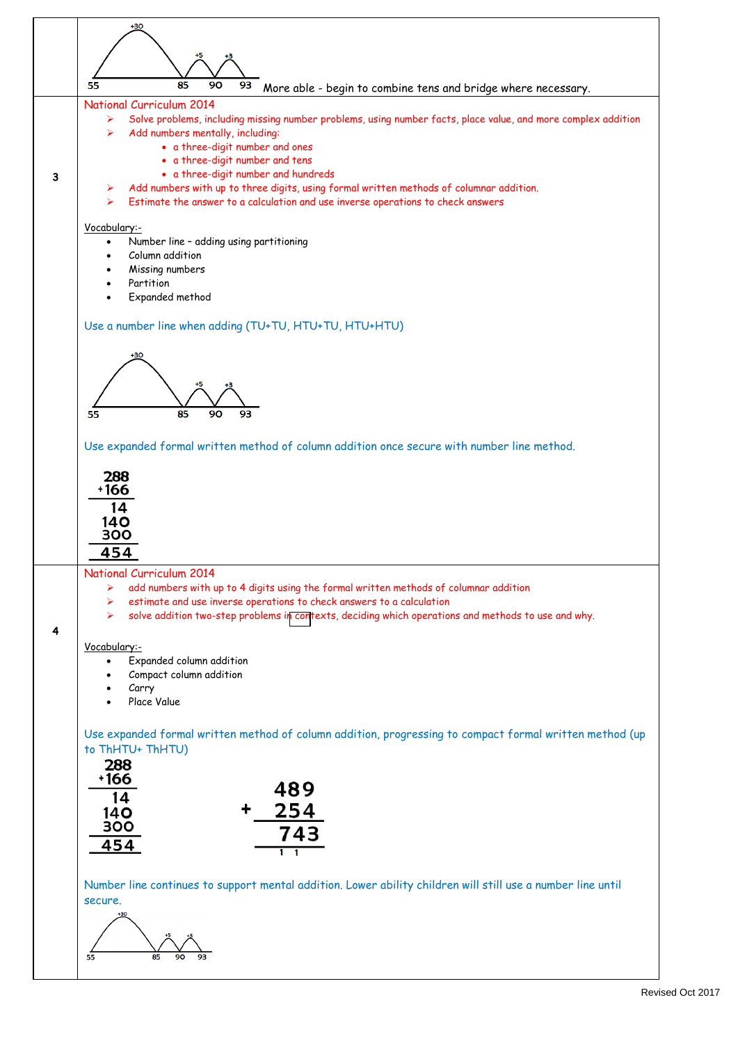| | |
|---|---|
| | +30 +5 +3<br>55 85 90 93 More able - begin to combine tens and bridge where necessary. |
| 3 | National Curriculum 2014<br>➢ Solve problems, including missing number problems, using number facts, place value, and more complex addition<br>➢ Add numbers mentally, including:<br>• a three-digit number and ones<br>• a three-digit number and tens<br>• a three-digit number and hundreds<br>➢ Add numbers with up to three digits, using formal written methods of columnar addition.<br>➢ Estimate the answer to a calculation and use inverse operations to check answers<br><br>Vocabulary:-<br>• Number line – adding using partitioning<br>• Column addition<br>• Missing numbers<br>• Partition<br>• Expanded method<br><br>Use a number line when adding (TU+TU, HTU+TU, HTU+HTU)<br><br>+30 +5 +3<br>55 85 90 93<br><br>Use expanded formal written method of column addition once secure with number line method.<br><br>288<br>+166<br>14<br>140<br>300<br>454 |
| 4 | National Curriculum 2014<br>➢ add numbers with up to 4 digits using the formal written methods of columnar addition<br>➢ estimate and use inverse operations to check answers to a calculation<br>➢ solve addition two-step problems in contexts, deciding which operations and methods to use and why.<br><br>Vocabulary:-<br>• Expanded column addition<br>• Compact column addition<br>• Carry<br>• Place Value<br><br>Use expanded formal written method of column addition, progressing to compact formal written method (up to ThHTU+ ThHTU)<br><br>288<br>+166<br>14<br>140<br>300<br>454<br><br>489<br>+ 254<br>743<br>1 1<br><br>Number line continues to support mental addition. Lower ability children will still use a number line until secure.<br><br>+30 +5 +3<br>55 85 90 93 |

Revised Oct 2017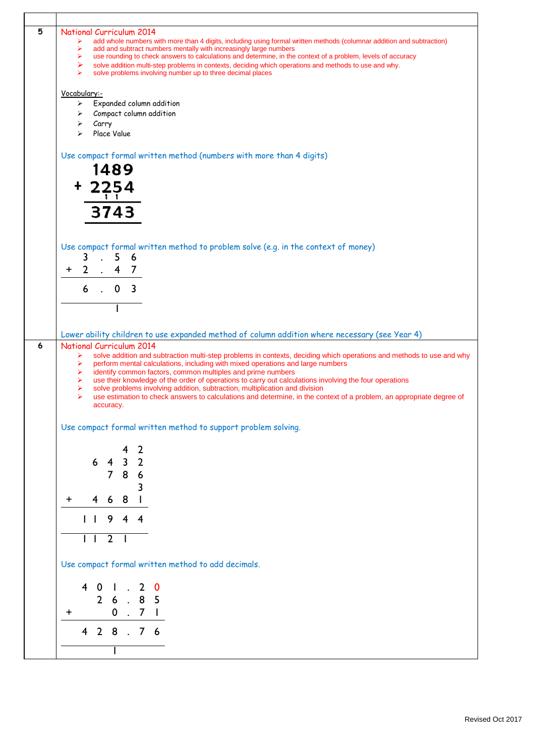| | |
|---|---|
| 5 | National Curriculum 2014<br>➢ add whole numbers with more than 4 digits, including using formal written methods (columnar addition and subtraction)<br>➢ add and subtract numbers mentally with increasingly large numbers<br>➢ use rounding to check answers to calculations and determine, in the context of a problem, levels of accuracy<br>➢ solve addition multi-step problems in contexts, deciding which operations and methods to use and why.<br>➢ solve problems involving number up to three decimal places<br><br>Vocabulary:-<br>➢ Expanded column addition<br>➢ Compact column addition<br>➢ Carry<br>➢ Place Value<br><br>Use compact formal written method (numbers with more than 4 digits)<br>1489<br>+ 2254<br>(carries: 1 1)<br>3743<br><br>Use compact formal written method to problem solve (e.g. in the context of money)<br>3 . 5 6<br>+ 2 . 4 7<br>6 . 0 3<br>(carry: 1)<br><br>Lower ability children to use expanded method of column addition where necessary (see Year 4) |
| 6 | National Curriculum 2014<br>➢ solve addition and subtraction multi-step problems in contexts, deciding which operations and methods to use and why<br>➢ perform mental calculations, including with mixed operations and large numbers<br>➢ identify common factors, common multiples and prime numbers<br>➢ use their knowledge of the order of operations to carry out calculations involving the four operations<br>➢ solve problems involving addition, subtraction, multiplication and division<br>➢ use estimation to check answers to calculations and determine, in the context of a problem, an appropriate degree of accuracy.<br><br>Use compact formal written method to support problem solving.<br>42<br>6432<br>786<br>3<br>+ 4681<br>11944<br>(carries: 1 1 2 1)<br><br>Use compact formal written method to add decimals.<br>4 0 1 . 2 0<br>2 6 . 8 5<br>+ 0 . 7 1<br>4 2 8 . 7 6<br>(carry: 1) |

Revised Oct 2017